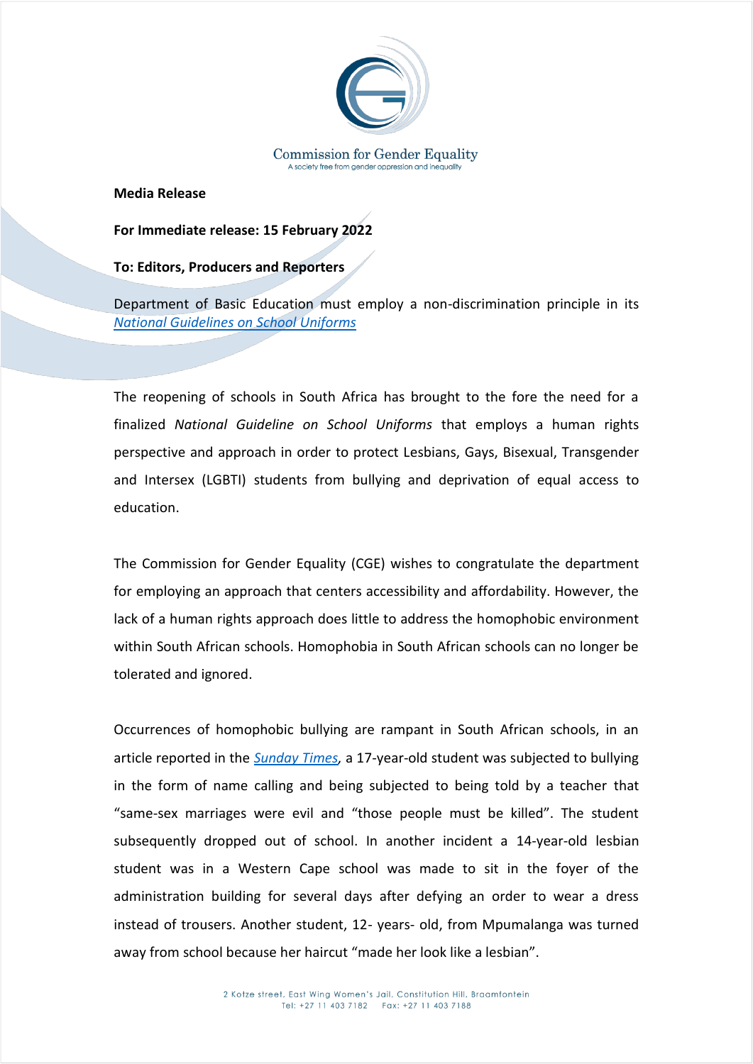Commission for Gender Equality

A society free from gender oppression and inequality

**Media Release**

**For Immediate release: 15 February 2022**

**To: Editors, Producers and Reporters**

Department of Basic Education must employ a non-discrimination principle in its *National Guidelines on School Uniforms*

The reopening of schools in South Africa has brought to the fore the need for a finalized *National Guideline on School Uniforms* that employs a human rights perspective and approach in order to protect Lesbians, Gays, Bisexual, Transgender and Intersex (LGBTI) students from bullying and deprivation of equal access to education.

The Commission for Gender Equality (CGE) wishes to congratulate the department for employing an approach that centers accessibility and affordability. However, the lack of a human rights approach does little to address the homophobic environment within South African schools. Homophobia in South African schools can no longer be tolerated and ignored.

Occurrences of homophobic bullying are rampant in South African schools, in an article reported in the *Sunday Times*, a 17-year-old student was subjected to bullying in the form of name calling and being subjected to being told by a teacher that "same-sex marriages were evil and "those people must be killed". The student subsequently dropped out of school. In another incident a 14-year-old lesbian student was in a Western Cape school was made to sit in the foyer of the administration building for several days after defying an order to wear a dress instead of trousers. Another student, 12- years- old, from Mpumalanga was turned away from school because her haircut "made her look like a lesbian".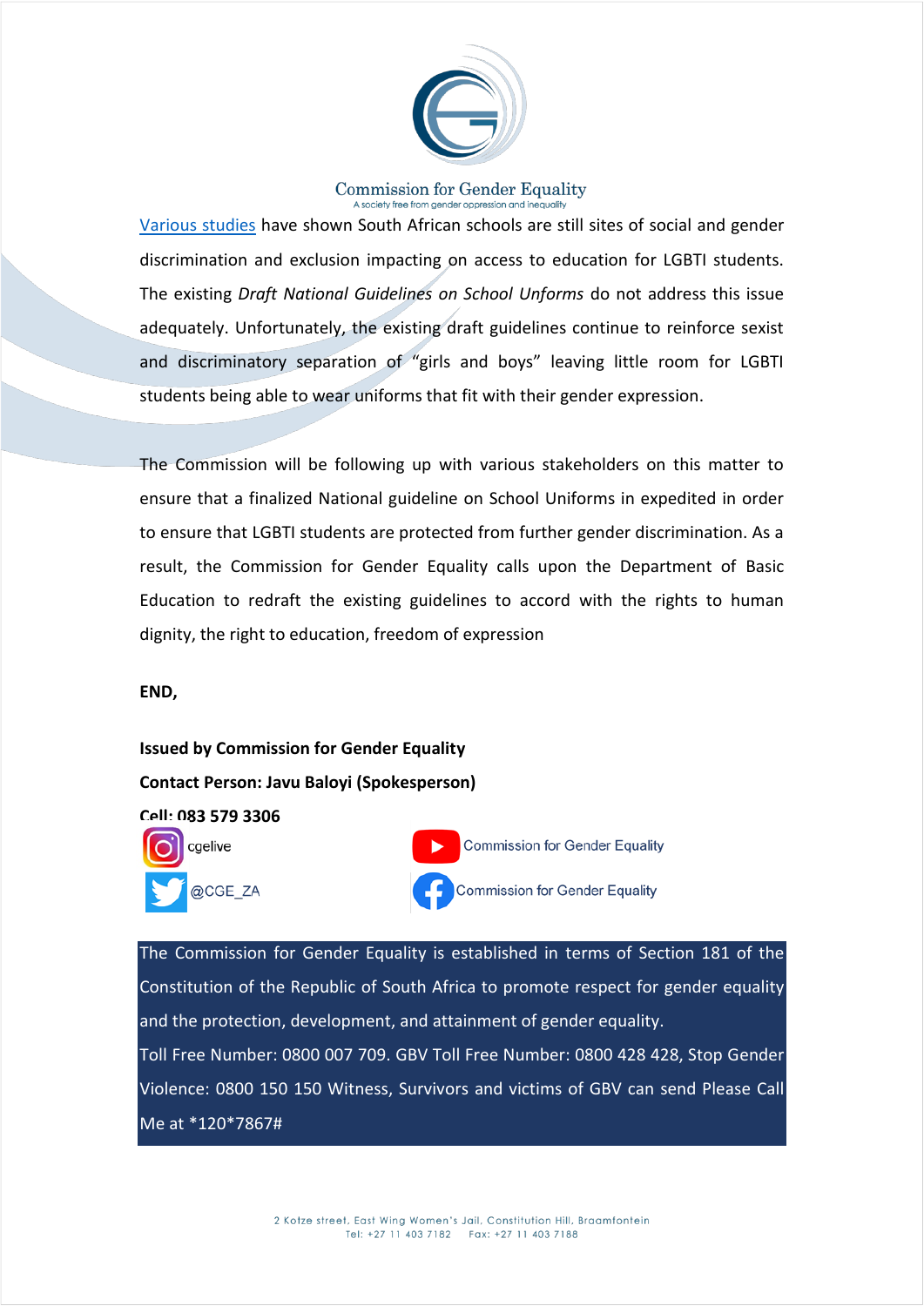Commission for Gender Equality

A society free from gender oppression and inequality

Various studies have shown South African schools are still sites of social and gender discrimination and exclusion impacting on access to education for LGBTI students. The existing *Draft National Guidelines on School Unforms* do not address this issue adequately. Unfortunately, the existing draft guidelines continue to reinforce sexist and discriminatory separation of "girls and boys" leaving little room for LGBTI students being able to wear uniforms that fit with their gender expression.

The Commission will be following up with various stakeholders on this matter to ensure that a finalized National guideline on School Uniforms in expedited in order to ensure that LGBTI students are protected from further gender discrimination. As a result, the Commission for Gender Equality calls upon the Department of Basic Education to redraft the existing guidelines to accord with the rights to human dignity, the right to education, freedom of expression

**END,**

**Issued by Commission for Gender Equality**

**Contact Person: Javu Baloyi (Spokesperson)**

**Cell: 083 579 3306**

cgelive

@CGE_ZA

Commission for Gender Equality

Commission for Gender Equality

The Commission for Gender Equality is established in terms of Section 181 of the Constitution of the Republic of South Africa to promote respect for gender equality and the protection, development, and attainment of gender equality.
Toll Free Number: 0800 007 709. GBV Toll Free Number: 0800 428 428, Stop Gender Violence: 0800 150 150 Witness, Survivors and victims of GBV can send Please Call Me at *120*7867#

2 Kotze street, East Wing Women's Jail, Constitution Hill, Braamfontein
Tel: +27 11 403 7182 Fax: +27 11 403 7188